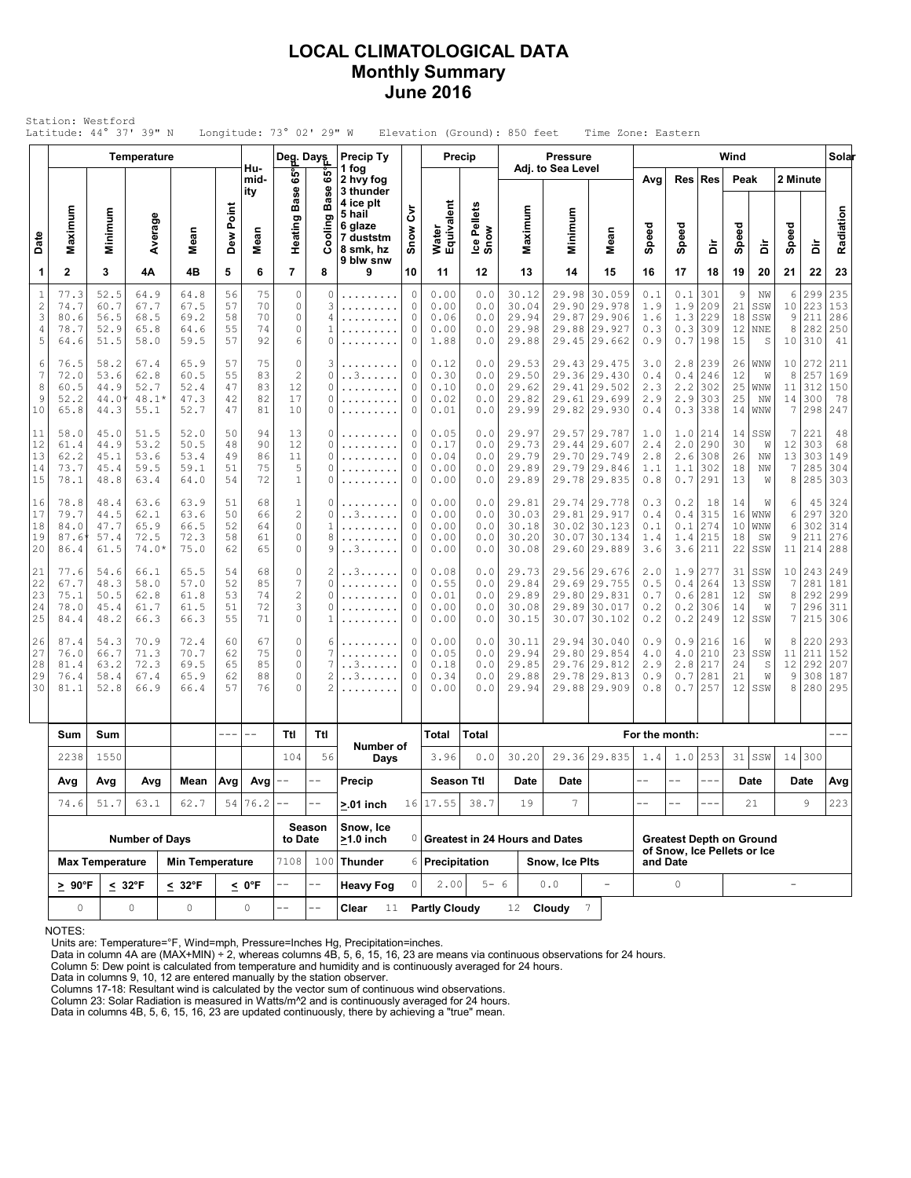# LOCAL CLIMATOLOGICAL DATA
## Monthly Summary
## June 2016

Station: Westford
Latitude: 44° 37' 39" N  Longitude: 73° 02' 29" W  Elevation (Ground): 850 feet  Time Zone: Eastern

| Date | Temperature Maximum | Temperature Minimum | Temperature Average | Temperature Mean | Dew Point | Humidity Mean | Deg. Days Heating Base 65°F | Deg. Days Cooling Base 65°F | Precip Ty (1 fog, 2 hvy fog, 3 thunder, 4 ice plt, 5 hail, 6 glaze, 7 duststm, 8 smk, hz, 9 blw snw) | Snow Cvr | Precip Water Equivalent | Precip Ice Pellets Snow | Pressure Adj. to Sea Level Maximum | Pressure Minimum | Pressure Mean | Wind Avg Speed | Wind Res Speed | Wind Res Dir | Wind Peak Speed | Wind Peak Dir | Wind 2 Minute Speed | Wind 2 Minute Dir | Solar Radiation |
|---|---|---|---|---|---|---|---|---|---|---|---|---|---|---|---|---|---|---|---|---|---|---|---|
| 1 | 2 | 3 | 4A | 4B | 5 | 6 | 7 | 8 | 9 | 10 | 11 | 12 | 13 | 14 | 15 | 16 | 17 | 18 | 19 | 20 | 21 | 22 | 23 |
| 1 | 77.3 | 52.5 | 64.9 | 64.8 | 56 | 75 | 0 | 0 | ......... | 0 | 0.00 | 0.0 | 30.12 | 29.98 | 30.059 | 0.1 | 0.1 | 301 | 9 | NW | 6 | 299 | 235 |
| 2 | 74.7 | 60.7 | 67.7 | 67.5 | 57 | 70 | 0 | 3 | ......... | 0 | 0.00 | 0.0 | 30.04 | 29.90 | 29.978 | 1.9 | 1.9 | 209 | 21 | SSW | 10 | 223 | 153 |
| 3 | 80.6 | 56.5 | 68.5 | 69.2 | 58 | 70 | 0 | 4 | ......... | 0 | 0.06 | 0.0 | 29.94 | 29.87 | 29.906 | 1.6 | 1.3 | 229 | 18 | SSW | 9 | 211 | 286 |
| 4 | 78.7 | 52.9 | 65.8 | 64.6 | 55 | 74 | 0 | 1 | ......... | 0 | 0.00 | 0.0 | 29.98 | 29.88 | 29.927 | 0.3 | 0.3 | 309 | 12 | NNE | 8 | 282 | 250 |
| 5 | 64.6 | 51.5 | 58.0 | 59.5 | 57 | 92 | 6 | 0 | ......... | 0 | 1.88 | 0.0 | 29.88 | 29.45 | 29.662 | 0.9 | 0.7 | 198 | 15 | S | 10 | 310 | 41 |
| 6 | 76.5 | 58.2 | 67.4 | 65.9 | 57 | 75 | 0 | 3 | ......... | 0 | 0.12 | 0.0 | 29.53 | 29.43 | 29.475 | 3.0 | 2.8 | 239 | 26 | WNW | 10 | 272 | 211 |
| 7 | 72.0 | 53.6 | 62.8 | 60.5 | 55 | 83 | 2 | 0 | ..3...... | 0 | 0.30 | 0.0 | 29.50 | 29.36 | 29.430 | 0.4 | 0.4 | 246 | 12 | W | 8 | 257 | 169 |
| 8 | 60.5 | 44.9 | 52.7 | 52.4 | 47 | 83 | 12 | 0 | ......... | 0 | 0.10 | 0.0 | 29.62 | 29.41 | 29.502 | 2.3 | 2.2 | 302 | 25 | WNW | 11 | 312 | 150 |
| 9 | 52.2 | 44.0* | 48.1* | 47.3 | 42 | 82 | 17 | 0 | ......... | 0 | 0.02 | 0.0 | 29.82 | 29.61 | 29.699 | 2.9 | 2.9 | 303 | 25 | NW | 14 | 300 | 78 |
| 10 | 65.8 | 44.3 | 55.1 | 52.7 | 47 | 81 | 10 | 0 | ......... | 0 | 0.01 | 0.0 | 29.99 | 29.82 | 29.930 | 0.4 | 0.3 | 338 | 14 | WNW | 7 | 298 | 247 |
| 11 | 58.0 | 45.0 | 51.5 | 52.0 | 50 | 94 | 13 | 0 | ......... | 0 | 0.05 | 0.0 | 29.97 | 29.57 | 29.787 | 1.0 | 1.0 | 214 | 14 | SSW | 7 | 221 | 48 |
| 12 | 61.4 | 44.9 | 53.2 | 50.5 | 48 | 90 | 12 | 0 | ......... | 0 | 0.17 | 0.0 | 29.73 | 29.44 | 29.607 | 2.4 | 2.0 | 290 | 30 | W | 12 | 303 | 68 |
| 13 | 62.2 | 45.1 | 53.6 | 53.4 | 49 | 86 | 11 | 0 | ......... | 0 | 0.04 | 0.0 | 29.79 | 29.70 | 29.749 | 2.8 | 2.6 | 308 | 26 | NW | 13 | 303 | 149 |
| 14 | 73.7 | 45.4 | 59.5 | 59.1 | 51 | 75 | 5 | 0 | ......... | 0 | 0.00 | 0.0 | 29.89 | 29.79 | 29.846 | 1.1 | 1.1 | 302 | 18 | NW | 7 | 285 | 304 |
| 15 | 78.1 | 48.8 | 63.4 | 64.0 | 54 | 72 | 1 | 0 | ......... | 0 | 0.00 | 0.0 | 29.89 | 29.78 | 29.835 | 0.8 | 0.7 | 291 | 13 | W | 8 | 285 | 303 |
| 16 | 78.8 | 48.4 | 63.6 | 63.9 | 51 | 68 | 1 | 0 | ......... | 0 | 0.00 | 0.0 | 29.81 | 29.74 | 29.778 | 0.3 | 0.2 | 18 | 14 | W | 6 | 45 | 324 |
| 17 | 79.7 | 44.5 | 62.1 | 63.6 | 50 | 66 | 2 | 0 | ..3...... | 0 | 0.00 | 0.0 | 30.03 | 29.81 | 29.917 | 0.4 | 0.4 | 315 | 16 | WNW | 6 | 297 | 320 |
| 18 | 84.0 | 47.7 | 65.9 | 66.5 | 52 | 64 | 0 | 1 | ......... | 0 | 0.00 | 0.0 | 30.18 | 30.02 | 30.123 | 0.1 | 0.1 | 274 | 10 | WNW | 6 | 302 | 314 |
| 19 | 87.6* | 57.4 | 72.5 | 72.3 | 58 | 61 | 0 | 8 | ......... | 0 | 0.00 | 0.0 | 30.20 | 30.07 | 30.134 | 1.4 | 1.4 | 215 | 18 | SW | 9 | 211 | 276 |
| 20 | 86.4 | 61.5 | 74.0* | 75.0 | 62 | 65 | 0 | 9 | ..3...... | 0 | 0.00 | 0.0 | 30.08 | 29.60 | 29.889 | 3.6 | 3.6 | 211 | 22 | SSW | 11 | 214 | 288 |
| 21 | 77.6 | 54.6 | 66.1 | 65.5 | 54 | 68 | 0 | 2 | ..3...... | 0 | 0.08 | 0.0 | 29.73 | 29.56 | 29.676 | 2.0 | 1.9 | 277 | 31 | SSW | 10 | 243 | 249 |
| 22 | 67.7 | 48.3 | 58.0 | 57.0 | 52 | 85 | 7 | 0 | ......... | 0 | 0.55 | 0.0 | 29.84 | 29.69 | 29.755 | 0.5 | 0.4 | 264 | 13 | SSW | 7 | 281 | 181 |
| 23 | 75.1 | 50.5 | 62.8 | 61.8 | 53 | 74 | 2 | 0 | ......... | 0 | 0.01 | 0.0 | 29.89 | 29.80 | 29.831 | 0.7 | 0.6 | 281 | 12 | SW | 8 | 292 | 299 |
| 24 | 78.0 | 45.4 | 61.7 | 61.5 | 51 | 72 | 3 | 0 | ......... | 0 | 0.00 | 0.0 | 30.08 | 29.89 | 30.017 | 0.2 | 0.2 | 306 | 14 | W | 7 | 296 | 311 |
| 25 | 84.4 | 48.2 | 66.3 | 66.3 | 55 | 71 | 0 | 1 | ......... | 0 | 0.00 | 0.0 | 30.15 | 30.07 | 30.102 | 0.2 | 0.2 | 249 | 12 | SSW | 7 | 215 | 306 |
| 26 | 87.4 | 54.3 | 70.9 | 72.4 | 60 | 67 | 0 | 6 | ......... | 0 | 0.00 | 0.0 | 30.11 | 29.94 | 30.040 | 0.9 | 0.9 | 216 | 16 | W | 8 | 220 | 293 |
| 27 | 76.0 | 66.7 | 71.3 | 70.7 | 62 | 75 | 0 | 7 | ......... | 0 | 0.05 | 0.0 | 29.94 | 29.80 | 29.854 | 4.0 | 4.0 | 210 | 23 | SSW | 11 | 211 | 152 |
| 28 | 81.4 | 63.2 | 72.3 | 69.5 | 65 | 85 | 0 | 7 | ..3...... | 0 | 0.18 | 0.0 | 29.85 | 29.76 | 29.812 | 2.9 | 2.8 | 217 | 24 | S | 12 | 292 | 207 |
| 29 | 76.4 | 58.4 | 67.4 | 65.9 | 62 | 88 | 0 | 2 | ..3...... | 0 | 0.34 | 0.0 | 29.88 | 29.78 | 29.813 | 0.9 | 0.7 | 281 | 21 | W | 9 | 308 | 187 |
| 30 | 81.1 | 52.8 | 66.9 | 66.4 | 57 | 76 | 0 | 2 | ......... | 0 | 0.00 | 0.0 | 29.94 | 29.88 | 29.909 | 0.8 | 0.7 | 257 | 12 | SSW | 8 | 280 | 295 |
| | Sum | Sum | | | --- | -- | Ttl | Ttl | Number of Days | | Total | Total | For the month: | | | | | | | | | | --- |
| | 2238 | 1550 | | | | | 104 | 56 | | | 3.96 | 0.0 | 30.20 | 29.36 | 29.835 | 1.4 | 1.0 | 253 | 31 | SSW | 14 | 300 | |
| | Avg | Avg | Avg | Mean | Avg | Avg | -- | -- | Precip | | Season Ttl | | Date | Date | | -- | -- | --- | Date | | Date | | Avg |
| | 74.6 | 51.7 | 63.1 | 62.7 | 54 | 76.2 | -- | -- | >.01 inch | 16 | 17.55 | 38.7 | 19 | 7 | | -- | -- | --- | 21 | | 9 | | 223 |

| Number of Days | | | | Season to Date | | Snow, Ice >1.0 inch | 0 | Greatest in 24 Hours and Dates | | | | Greatest Depth on Ground of Snow, Ice Pellets or Ice and Date | |
|---|---|---|---|---|---|---|---|---|---|---|---|---|---|
| Max Temperature | | Min Temperature | | 7108 | 100 | Thunder | 6 | Precipitation | | Snow, Ice Plts | | | |
| > 90°F | < 32°F | < 32°F | < 0°F | -- | -- | Heavy Fog | 0 | 2.00 | 5- 6 | 0.0 | - | 0 | - |
| 0 | 0 | 0 | 0 | -- | -- | Clear 11 | | Partly Cloudy 12 | | Cloudy 7 | | | |

NOTES:
Units are: Temperature=°F, Wind=mph, Pressure=Inches Hg, Precipitation=inches.
Data in column 4A are (MAX+MIN) ÷ 2, whereas columns 4B, 5, 6, 15, 16, 23 are means via continuous observations for 24 hours.
Column 5: Dew point is calculated from temperature and humidity and is continuously averaged for 24 hours.
Data in columns 9, 10, 12 are entered manually by the station observer.
Columns 17-18: Resultant wind is calculated by the vector sum of continuous wind observations.
Column 23: Solar Radiation is measured in Watts/m^2 and is continuously averaged for 24 hours.
Data in columns 4B, 5, 6, 15, 16, 23 are updated continuously, there by achieving a "true" mean.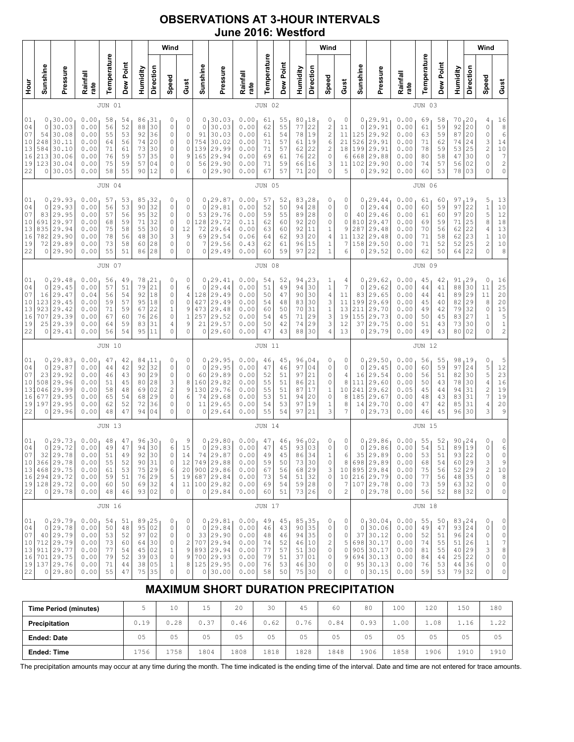# OBSERVATIONS AT 3-HOUR INTERVALS
## June 2016: Westford

### JUN 01

| Hour | Sunshine | Pressure | Rainfall rate | Temperature | Dew Point | Humidity | Wind Direction | Wind Speed | Wind Gust |
|---|---|---|---|---|---|---|---|---|---|
| 01 | 0 | 30.00 | 0.00 | 58 | 54 | 86 | 31 | 0 | 0 |
| 04 | 0 | 30.03 | 0.00 | 56 | 52 | 88 | 30 | 0 | 0 |
| 07 | 54 | 30.08 | 0.00 | 55 | 53 | 92 | 36 | 0 | 0 |
| 10 | 248 | 30.11 | 0.00 | 64 | 56 | 74 | 20 | 0 | 0 |
| 13 | 584 | 30.10 | 0.00 | 71 | 61 | 73 | 30 | 0 | 0 |
| 16 | 213 | 30.06 | 0.00 | 76 | 59 | 57 | 35 | 0 | 9 |
| 19 | 123 | 30.04 | 0.00 | 75 | 59 | 57 | 04 | 0 | 0 |
| 22 | 0 | 30.05 | 0.00 | 58 | 55 | 90 | 12 | 0 | 6 |

### JUN 02

| Hour | Sunshine | Pressure | Rainfall rate | Temperature | Dew Point | Humidity | Wind Direction | Wind Speed | Wind Gust |
|---|---|---|---|---|---|---|---|---|---|
| 01 | 0 | 30.03 | 0.00 | 61 | 55 | 80 | 18 | 0 | 0 |
| 04 | 0 | 30.03 | 0.00 | 62 | 55 | 77 | 22 | 2 | 11 |
| 07 | 91 | 30.03 | 0.00 | 61 | 54 | 78 | 19 | 2 | 11 |
| 10 | 754 | 30.02 | 0.00 | 71 | 57 | 61 | 19 | 6 | 21 |
| 13 | 139 | 29.99 | 0.00 | 71 | 57 | 62 | 22 | 2 | 18 |
| 16 | 165 | 29.94 | 0.00 | 69 | 61 | 76 | 22 | 0 | 6 |
| 19 | 56 | 29.90 | 0.00 | 71 | 59 | 66 | 16 | 3 | 11 |
| 22 | 0 | 29.90 | 0.00 | 67 | 57 | 71 | 20 | 0 | 5 |

### JUN 03

| Hour | Sunshine | Pressure | Rainfall rate | Temperature | Dew Point | Humidity | Wind Direction | Wind Speed | Wind Gust |
|---|---|---|---|---|---|---|---|---|---|
| 01 | 0 | 29.91 | 0.00 | 69 | 58 | 70 | 20 | 4 | 16 |
| 04 | 0 | 29.91 | 0.00 | 61 | 59 | 92 | 20 | 0 | 8 |
| 07 | 125 | 29.92 | 0.00 | 63 | 59 | 87 | 20 | 0 | 6 |
| 10 | 526 | 29.91 | 0.00 | 71 | 62 | 74 | 24 | 3 | 14 |
| 13 | 199 | 29.91 | 0.00 | 78 | 59 | 53 | 25 | 2 | 10 |
| 16 | 668 | 29.88 | 0.00 | 80 | 58 | 47 | 30 | 0 | 7 |
| 19 | 102 | 29.90 | 0.00 | 74 | 57 | 56 | 02 | 0 | 2 |
| 22 | 0 | 29.92 | 0.00 | 60 | 53 | 78 | 03 | 0 | 0 |

### JUN 04

| Hour | Sunshine | Pressure | Rainfall rate | Temperature | Dew Point | Humidity | Wind Direction | Wind Speed | Wind Gust |
|---|---|---|---|---|---|---|---|---|---|
| 01 | 0 | 29.93 | 0.00 | 57 | 53 | 85 | 32 | 0 | 0 |
| 04 | 0 | 29.93 | 0.00 | 56 | 53 | 90 | 32 | 0 | 0 |
| 07 | 83 | 29.95 | 0.00 | 57 | 56 | 95 | 32 | 0 | 0 |
| 10 | 691 | 29.97 | 0.00 | 68 | 59 | 71 | 32 | 0 | 0 |
| 13 | 835 | 29.94 | 0.00 | 75 | 58 | 55 | 30 | 0 | 12 |
| 16 | 782 | 29.90 | 0.00 | 78 | 56 | 48 | 30 | 3 | 9 |
| 19 | 72 | 29.89 | 0.00 | 73 | 58 | 60 | 28 | 0 | 0 |
| 22 | 0 | 29.90 | 0.00 | 55 | 51 | 86 | 28 | 0 | 0 |

### JUN 05

| Hour | Sunshine | Pressure | Rainfall rate | Temperature | Dew Point | Humidity | Wind Direction | Wind Speed | Wind Gust |
|---|---|---|---|---|---|---|---|---|---|
| 01 | 0 | 29.87 | 0.00 | 57 | 52 | 83 | 28 | 0 | 0 |
| 04 | 0 | 29.81 | 0.00 | 52 | 50 | 94 | 28 | 0 | 0 |
| 07 | 53 | 29.76 | 0.00 | 59 | 55 | 89 | 28 | 0 | 0 |
| 10 | 128 | 29.72 | 0.11 | 62 | 60 | 92 | 20 | 0 | 0 |
| 13 | 72 | 29.64 | 0.00 | 63 | 60 | 92 | 11 | 1 | 9 |
| 16 | 69 | 29.54 | 0.06 | 64 | 62 | 93 | 20 | 4 | 11 |
| 19 | 7 | 29.56 | 0.43 | 62 | 61 | 96 | 15 | 1 | 7 |
| 22 | 0 | 29.49 | 0.00 | 60 | 59 | 97 | 22 | 1 | 6 |

### JUN 06

| Hour | Sunshine | Pressure | Rainfall rate | Temperature | Dew Point | Humidity | Wind Direction | Wind Speed | Wind Gust |
|---|---|---|---|---|---|---|---|---|---|
| 01 | 0 | 29.44 | 0.00 | 61 | 60 | 97 | 19 | 5 | 13 |
| 04 | 0 | 29.44 | 0.00 | 60 | 59 | 97 | 22 | 1 | 10 |
| 07 | 40 | 29.46 | 0.00 | 61 | 60 | 97 | 20 | 5 | 12 |
| 10 | 810 | 29.47 | 0.00 | 69 | 59 | 71 | 25 | 8 | 18 |
| 13 | 287 | 29.48 | 0.00 | 70 | 56 | 62 | 22 | 4 | 13 |
| 16 | 132 | 29.48 | 0.00 | 71 | 58 | 62 | 23 | 1 | 10 |
| 19 | 158 | 29.50 | 0.00 | 71 | 52 | 52 | 25 | 2 | 10 |
| 22 | 0 | 29.52 | 0.00 | 62 | 50 | 64 | 22 | 0 | 8 |

### JUN 07

| Hour | Sunshine | Pressure | Rainfall rate | Temperature | Dew Point | Humidity | Wind Direction | Wind Speed | Wind Gust |
|---|---|---|---|---|---|---|---|---|---|
| 01 | 0 | 29.48 | 0.00 | 56 | 49 | 78 | 21 | 0 | 0 |
| 04 | 0 | 29.45 | 0.00 | 57 | 51 | 79 | 21 | 0 | 6 |
| 07 | 16 | 29.47 | 0.04 | 56 | 54 | 92 | 18 | 0 | 4 |
| 10 | 123 | 29.45 | 0.00 | 59 | 57 | 95 | 18 | 0 | 0 |
| 13 | 923 | 29.42 | 0.00 | 71 | 59 | 67 | 22 | 1 | 9 |
| 16 | 707 | 29.39 | 0.00 | 67 | 60 | 76 | 26 | 0 | 1 |
| 19 | 25 | 29.39 | 0.00 | 64 | 59 | 83 | 31 | 4 | 9 |
| 22 | 0 | 29.41 | 0.00 | 56 | 54 | 95 | 11 | 0 | 0 |

### JUN 08

| Hour | Sunshine | Pressure | Rainfall rate | Temperature | Dew Point | Humidity | Wind Direction | Wind Speed | Wind Gust |
|---|---|---|---|---|---|---|---|---|---|
| 01 | 0 | 29.41 | 0.00 | 54 | 52 | 94 | 23 | 1 | 4 |
| 04 | 0 | 29.44 | 0.00 | 51 | 49 | 94 | 30 | 1 | 7 |
| 07 | 128 | 29.49 | 0.00 | 50 | 47 | 90 | 30 | 4 | 11 |
| 10 | 427 | 29.49 | 0.00 | 54 | 48 | 83 | 30 | 3 | 11 |
| 13 | 473 | 29.48 | 0.00 | 60 | 50 | 70 | 31 | 1 | 13 |
| 16 | 257 | 29.52 | 0.00 | 54 | 45 | 71 | 29 | 3 | 19 |
| 19 | 21 | 29.57 | 0.00 | 50 | 42 | 74 | 29 | 3 | 12 |
| 22 | 0 | 29.60 | 0.00 | 47 | 43 | 88 | 30 | 4 | 13 |

### JUN 09

| Hour | Sunshine | Pressure | Rainfall rate | Temperature | Dew Point | Humidity | Wind Direction | Wind Speed | Wind Gust |
|---|---|---|---|---|---|---|---|---|---|
| 01 | 0 | 29.62 | 0.00 | 45 | 42 | 91 | 29 | 0 | 16 |
| 04 | 0 | 29.62 | 0.00 | 44 | 41 | 88 | 30 | 11 | 25 |
| 07 | 83 | 29.65 | 0.00 | 44 | 41 | 89 | 29 | 11 | 20 |
| 10 | 199 | 29.69 | 0.00 | 45 | 40 | 82 | 29 | 8 | 20 |
| 13 | 211 | 29.70 | 0.00 | 49 | 42 | 79 | 32 | 0 | 15 |
| 16 | 155 | 29.73 | 0.00 | 50 | 45 | 83 | 27 | 1 | 5 |
| 19 | 37 | 29.75 | 0.00 | 51 | 43 | 73 | 30 | 0 | 1 |
| 22 | 0 | 29.79 | 0.00 | 49 | 43 | 80 | 02 | 0 | 2 |

### JUN 10

| Hour | Sunshine | Pressure | Rainfall rate | Temperature | Dew Point | Humidity | Wind Direction | Wind Speed | Wind Gust |
|---|---|---|---|---|---|---|---|---|---|
| 01 | 0 | 29.83 | 0.00 | 47 | 42 | 84 | 11 | 0 | 0 |
| 04 | 0 | 29.87 | 0.00 | 44 | 42 | 92 | 32 | 0 | 0 |
| 07 | 23 | 29.92 | 0.00 | 46 | 43 | 90 | 29 | 0 | 0 |
| 10 | 508 | 29.96 | 0.00 | 51 | 45 | 80 | 28 | 3 | 8 |
| 13 | 1046 | 29.99 | 0.00 | 58 | 48 | 69 | 02 | 2 | 9 |
| 16 | 677 | 29.95 | 0.00 | 65 | 54 | 68 | 29 | 0 | 6 |
| 19 | 197 | 29.95 | 0.00 | 62 | 52 | 72 | 36 | 0 | 0 |
| 22 | 0 | 29.96 | 0.00 | 48 | 47 | 94 | 04 | 0 | 0 |

### JUN 11

| Hour | Sunshine | Pressure | Rainfall rate | Temperature | Dew Point | Humidity | Wind Direction | Wind Speed | Wind Gust |
|---|---|---|---|---|---|---|---|---|---|
| 01 | 0 | 29.95 | 0.00 | 46 | 45 | 96 | 04 | 0 | 0 |
| 04 | 0 | 29.95 | 0.00 | 47 | 46 | 97 | 04 | 0 | 0 |
| 07 | 60 | 29.89 | 0.00 | 52 | 51 | 97 | 21 | 0 | 4 |
| 10 | 160 | 29.82 | 0.00 | 55 | 51 | 86 | 21 | 0 | 8 |
| 13 | 130 | 29.76 | 0.00 | 55 | 51 | 87 | 17 | 1 | 10 |
| 16 | 74 | 29.68 | 0.00 | 53 | 51 | 94 | 20 | 0 | 8 |
| 19 | 11 | 29.65 | 0.00 | 54 | 53 | 97 | 19 | 1 | 8 |
| 22 | 0 | 29.64 | 0.00 | 55 | 54 | 97 | 21 | 3 | 7 |

### JUN 12

| Hour | Sunshine | Pressure | Rainfall rate | Temperature | Dew Point | Humidity | Wind Direction | Wind Speed | Wind Gust |
|---|---|---|---|---|---|---|---|---|---|
| 01 | 0 | 29.50 | 0.00 | 56 | 55 | 98 | 19 | 0 | 5 |
| 04 | 0 | 29.45 | 0.00 | 60 | 59 | 97 | 24 | 5 | 12 |
| 07 | 16 | 29.54 | 0.00 | 56 | 51 | 82 | 30 | 5 | 23 |
| 10 | 111 | 29.60 | 0.00 | 50 | 43 | 78 | 30 | 4 | 16 |
| 13 | 241 | 29.62 | 0.05 | 45 | 44 | 94 | 31 | 2 | 19 |
| 16 | 185 | 29.67 | 0.00 | 48 | 43 | 83 | 31 | 7 | 19 |
| 19 | 14 | 29.70 | 0.00 | 47 | 42 | 85 | 31 | 4 | 20 |
| 22 | 0 | 29.73 | 0.00 | 46 | 45 | 96 | 30 | 3 | 9 |

### JUN 13

| Hour | Sunshine | Pressure | Rainfall rate | Temperature | Dew Point | Humidity | Wind Direction | Wind Speed | Wind Gust |
|---|---|---|---|---|---|---|---|---|---|
| 01 | 0 | 29.73 | 0.00 | 48 | 47 | 96 | 30 | 0 | 9 |
| 04 | 0 | 29.72 | 0.00 | 49 | 47 | 94 | 30 | 6 | 15 |
| 07 | 32 | 29.78 | 0.00 | 51 | 49 | 92 | 30 | 0 | 14 |
| 10 | 366 | 29.78 | 0.00 | 55 | 52 | 90 | 31 | 0 | 12 |
| 13 | 468 | 29.75 | 0.00 | 61 | 53 | 75 | 29 | 6 | 20 |
| 16 | 294 | 29.72 | 0.00 | 59 | 51 | 76 | 29 | 5 | 19 |
| 19 | 128 | 29.72 | 0.00 | 60 | 50 | 69 | 32 | 4 | 11 |
| 22 | 0 | 29.78 | 0.00 | 48 | 46 | 93 | 02 | 0 | 0 |

### JUN 14

| Hour | Sunshine | Pressure | Rainfall rate | Temperature | Dew Point | Humidity | Wind Direction | Wind Speed | Wind Gust |
|---|---|---|---|---|---|---|---|---|---|
| 01 | 0 | 29.80 | 0.00 | 47 | 46 | 96 | 02 | 0 | 0 |
| 04 | 0 | 29.83 | 0.00 | 47 | 45 | 93 | 03 | 0 | 0 |
| 07 | 74 | 29.87 | 0.00 | 49 | 45 | 86 | 34 | 1 | 6 |
| 10 | 749 | 29.88 | 0.00 | 59 | 50 | 73 | 30 | 0 | 8 |
| 13 | 900 | 29.86 | 0.00 | 67 | 56 | 68 | 29 | 3 | 10 |
| 16 | 687 | 29.84 | 0.00 | 73 | 54 | 51 | 32 | 0 | 10 |
| 19 | 100 | 29.82 | 0.00 | 69 | 54 | 59 | 28 | 0 | 7 |
| 22 | 0 | 29.84 | 0.00 | 60 | 51 | 73 | 26 | 0 | 2 |

### JUN 15

| Hour | Sunshine | Pressure | Rainfall rate | Temperature | Dew Point | Humidity | Wind Direction | Wind Speed | Wind Gust |
|---|---|---|---|---|---|---|---|---|---|
| 01 | 0 | 29.86 | 0.00 | 55 | 52 | 90 | 24 | 0 | 0 |
| 04 | 0 | 29.86 | 0.00 | 54 | 51 | 89 | 19 | 0 | 6 |
| 07 | 35 | 29.89 | 0.00 | 53 | 51 | 93 | 22 | 0 | 0 |
| 10 | 698 | 29.89 | 0.00 | 68 | 54 | 60 | 29 | 0 | 9 |
| 13 | 895 | 29.84 | 0.00 | 75 | 56 | 52 | 29 | 2 | 10 |
| 16 | 216 | 29.79 | 0.00 | 77 | 56 | 48 | 35 | 0 | 8 |
| 19 | 107 | 29.78 | 0.00 | 73 | 59 | 63 | 32 | 0 | 0 |
| 22 | 0 | 29.78 | 0.00 | 56 | 52 | 88 | 32 | 0 | 0 |

### JUN 16

| Hour | Sunshine | Pressure | Rainfall rate | Temperature | Dew Point | Humidity | Wind Direction | Wind Speed | Wind Gust |
|---|---|---|---|---|---|---|---|---|---|
| 01 | 0 | 29.79 | 0.00 | 54 | 51 | 89 | 25 | 0 | 0 |
| 04 | 0 | 29.78 | 0.00 | 50 | 48 | 95 | 02 | 0 | 0 |
| 07 | 40 | 29.79 | 0.00 | 53 | 52 | 97 | 02 | 0 | 0 |
| 10 | 712 | 29.79 | 0.00 | 73 | 60 | 64 | 30 | 0 | 2 |
| 13 | 911 | 29.77 | 0.00 | 77 | 54 | 45 | 02 | 1 | 9 |
| 16 | 701 | 29.75 | 0.00 | 79 | 52 | 39 | 03 | 0 | 9 |
| 19 | 137 | 29.76 | 0.00 | 71 | 44 | 38 | 05 | 1 | 8 |
| 22 | 0 | 29.80 | 0.00 | 55 | 47 | 75 | 35 | 0 | 0 |

### JUN 17

| Hour | Sunshine | Pressure | Rainfall rate | Temperature | Dew Point | Humidity | Wind Direction | Wind Speed | Wind Gust |
|---|---|---|---|---|---|---|---|---|---|
| 01 | 0 | 29.81 | 0.00 | 49 | 45 | 85 | 35 | 0 | 0 |
| 04 | 0 | 29.84 | 0.00 | 46 | 43 | 90 | 35 | 0 | 0 |
| 07 | 33 | 29.90 | 0.00 | 48 | 46 | 94 | 35 | 0 | 0 |
| 10 | 707 | 29.94 | 0.00 | 74 | 50 | 46 | 10 | 2 | 5 |
| 13 | 893 | 29.94 | 0.00 | 77 | 57 | 51 | 30 | 0 | 8 |
| 16 | 700 | 29.93 | 0.00 | 79 | 51 | 37 | 01 | 0 | 9 |
| 19 | 125 | 29.95 | 0.00 | 76 | 53 | 46 | 30 | 0 | 6 |
| 22 | 0 | 30.00 | 0.00 | 58 | 50 | 75 | 30 | 0 | 0 |

### JUN 18

| Hour | Sunshine | Pressure | Rainfall rate | Temperature | Dew Point | Humidity | Wind Direction | Wind Speed | Wind Gust |
|---|---|---|---|---|---|---|---|---|---|
| 01 | 0 | 30.04 | 0.00 | 55 | 50 | 83 | 24 | 0 | 0 |
| 04 | 0 | 30.06 | 0.00 | 49 | 47 | 93 | 24 | 0 | 0 |
| 07 | 37 | 30.12 | 0.00 | 52 | 51 | 96 | 24 | 0 | 0 |
| 10 | 698 | 30.17 | 0.00 | 74 | 55 | 51 | 26 | 1 | 7 |
| 13 | 905 | 30.17 | 0.00 | 81 | 55 | 40 | 29 | 3 | 8 |
| 16 | 694 | 30.13 | 0.00 | 84 | 44 | 25 | 22 | 0 | 0 |
| 19 | 95 | 30.13 | 0.00 | 76 | 53 | 44 | 36 | 0 | 0 |
| 22 | 0 | 30.15 | 0.00 | 59 | 53 | 79 | 32 | 0 | 0 |

## MAXIMUM SHORT DURATION PRECIPITATION

| Time Period (minutes) | 5 | 10 | 15 | 20 | 30 | 45 | 60 | 80 | 100 | 120 | 150 | 180 |
|---|---|---|---|---|---|---|---|---|---|---|---|---|
| Precipitation | 0.19 | 0.28 | 0.37 | 0.46 | 0.62 | 0.76 | 0.84 | 0.93 | 1.00 | 1.08 | 1.16 | 1.22 |
| Ended: Date | 05 | 05 | 05 | 05 | 05 | 05 | 05 | 05 | 05 | 05 | 05 | 05 |
| Ended: Time | 1756 | 1758 | 1804 | 1808 | 1818 | 1828 | 1848 | 1906 | 1858 | 1906 | 1910 | 1910 |

The precipitation amounts may occur at any time during the month. The time indicated is the ending time of the interval. Date and time are not entered for trace amounts.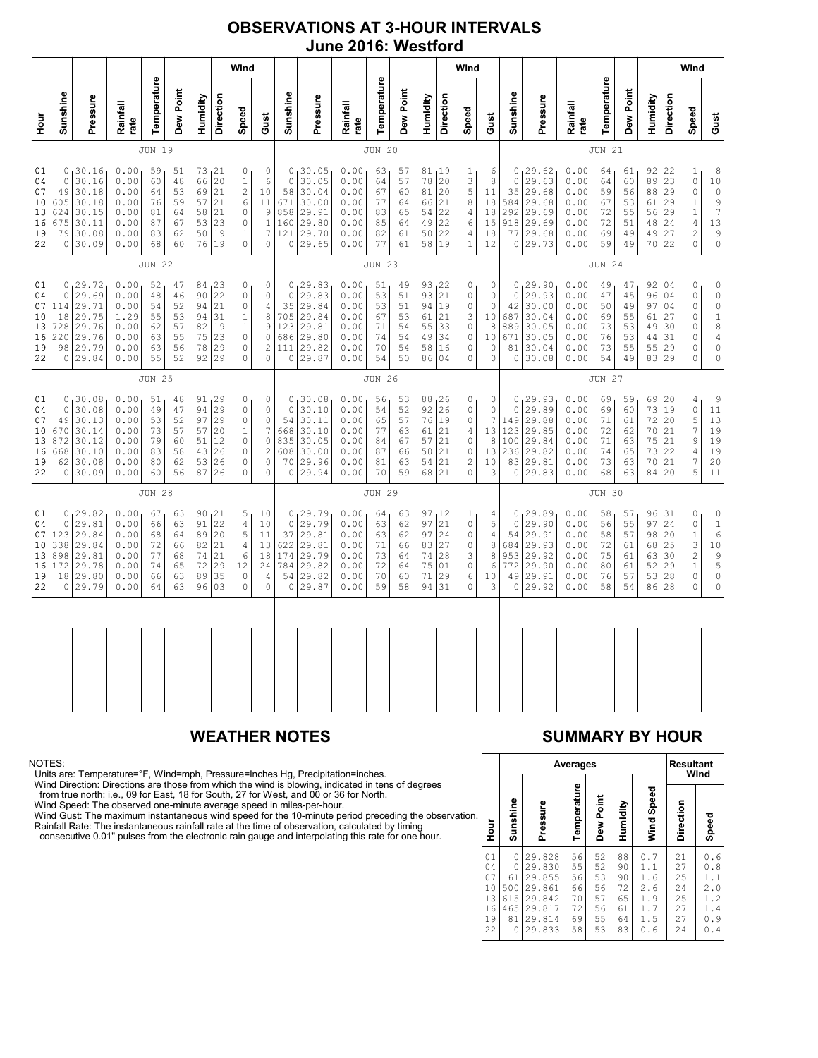# OBSERVATIONS AT 3-HOUR INTERVALS
## June 2016: Westford

**JUN 19 / JUN 20 / JUN 21**

| Hour | Sunshine | Pressure | Rainfall rate | Temperature | Dew Point | Humidity | Wind Direction | Wind Speed | Wind Gust | Sunshine | Pressure | Rainfall rate | Temperature | Dew Point | Humidity | Wind Direction | Wind Speed | Wind Gust | Sunshine | Pressure | Rainfall rate | Temperature | Dew Point | Humidity | Wind Direction | Wind Speed | Wind Gust |
|---|---|---|---|---|---|---|---|---|---|---|---|---|---|---|---|---|---|---|---|---|---|---|---|---|---|---|---|
| 01 | 0 | 30.16 | 0.00 | 59 | 51 | 73 | 21 | 0 | 0 | 0 | 30.05 | 0.00 | 63 | 57 | 81 | 19 | 1 | 6 | 0 | 29.62 | 0.00 | 64 | 61 | 92 | 22 | 1 | 8 |
| 04 | 0 | 30.16 | 0.00 | 60 | 48 | 66 | 20 | 1 | 6 | 0 | 30.05 | 0.00 | 64 | 57 | 78 | 20 | 3 | 8 | 0 | 29.63 | 0.00 | 64 | 60 | 89 | 23 | 0 | 10 |
| 07 | 49 | 30.18 | 0.00 | 64 | 53 | 69 | 21 | 2 | 10 | 58 | 30.04 | 0.00 | 67 | 60 | 81 | 20 | 5 | 11 | 35 | 29.68 | 0.00 | 59 | 56 | 88 | 29 | 0 | 0 |
| 10 | 605 | 30.18 | 0.00 | 76 | 59 | 57 | 21 | 6 | 11 | 671 | 30.00 | 0.00 | 77 | 64 | 66 | 21 | 8 | 18 | 584 | 29.68 | 0.00 | 67 | 53 | 61 | 29 | 1 | 9 |
| 13 | 624 | 30.15 | 0.00 | 81 | 64 | 58 | 21 | 0 | 9 | 858 | 29.91 | 0.00 | 83 | 65 | 54 | 22 | 4 | 18 | 292 | 29.69 | 0.00 | 72 | 55 | 56 | 29 | 1 | 7 |
| 16 | 675 | 30.11 | 0.00 | 87 | 67 | 53 | 23 | 0 | 1 | 160 | 29.80 | 0.00 | 85 | 64 | 49 | 22 | 6 | 15 | 918 | 29.69 | 0.00 | 72 | 51 | 48 | 24 | 4 | 13 |
| 19 | 79 | 30.08 | 0.00 | 83 | 62 | 50 | 19 | 1 | 7 | 121 | 29.70 | 0.00 | 82 | 61 | 50 | 22 | 4 | 18 | 77 | 29.68 | 0.00 | 69 | 49 | 49 | 27 | 2 | 9 |
| 22 | 0 | 30.09 | 0.00 | 68 | 60 | 76 | 19 | 0 | 0 | 0 | 29.65 | 0.00 | 77 | 61 | 58 | 19 | 1 | 12 | 0 | 29.73 | 0.00 | 59 | 49 | 70 | 22 | 0 | 0 |

**JUN 22 / JUN 23 / JUN 24**

| Hour | Sunshine | Pressure | Rainfall rate | Temperature | Dew Point | Humidity | Wind Direction | Wind Speed | Wind Gust | Sunshine | Pressure | Rainfall rate | Temperature | Dew Point | Humidity | Wind Direction | Wind Speed | Wind Gust | Sunshine | Pressure | Rainfall rate | Temperature | Dew Point | Humidity | Wind Direction | Wind Speed | Wind Gust |
|---|---|---|---|---|---|---|---|---|---|---|---|---|---|---|---|---|---|---|---|---|---|---|---|---|---|---|---|
| 01 | 0 | 29.72 | 0.00 | 52 | 47 | 84 | 23 | 0 | 0 | 0 | 29.83 | 0.00 | 51 | 49 | 93 | 22 | 0 | 0 | 0 | 29.90 | 0.00 | 49 | 47 | 92 | 04 | 0 | 0 |
| 04 | 0 | 29.69 | 0.00 | 48 | 46 | 90 | 22 | 0 | 0 | 0 | 29.83 | 0.00 | 53 | 51 | 93 | 21 | 0 | 0 | 0 | 29.93 | 0.00 | 47 | 45 | 96 | 04 | 0 | 0 |
| 07 | 114 | 29.71 | 0.00 | 54 | 52 | 94 | 21 | 0 | 4 | 35 | 29.84 | 0.00 | 53 | 51 | 94 | 19 | 0 | 0 | 42 | 30.00 | 0.00 | 50 | 49 | 97 | 04 | 0 | 0 |
| 10 | 18 | 29.75 | 1.29 | 55 | 53 | 94 | 31 | 1 | 8 | 705 | 29.84 | 0.00 | 67 | 53 | 61 | 21 | 3 | 10 | 687 | 30.04 | 0.00 | 69 | 55 | 61 | 27 | 0 | 1 |
| 13 | 728 | 29.76 | 0.00 | 62 | 57 | 82 | 19 | 1 | 9 | 1123 | 29.81 | 0.00 | 71 | 54 | 55 | 33 | 0 | 8 | 889 | 30.05 | 0.00 | 73 | 53 | 49 | 30 | 0 | 8 |
| 16 | 220 | 29.76 | 0.00 | 63 | 55 | 75 | 23 | 0 | 0 | 686 | 29.80 | 0.00 | 74 | 54 | 49 | 34 | 0 | 10 | 671 | 30.05 | 0.00 | 76 | 53 | 44 | 31 | 0 | 4 |
| 19 | 98 | 29.79 | 0.00 | 63 | 56 | 78 | 29 | 0 | 2 | 111 | 29.82 | 0.00 | 70 | 54 | 58 | 16 | 0 | 0 | 81 | 30.04 | 0.00 | 73 | 55 | 55 | 29 | 0 | 0 |
| 22 | 0 | 29.84 | 0.00 | 55 | 52 | 92 | 29 | 0 | 0 | 0 | 29.87 | 0.00 | 54 | 50 | 86 | 04 | 0 | 0 | 0 | 30.08 | 0.00 | 54 | 49 | 83 | 29 | 0 | 0 |

**JUN 25 / JUN 26 / JUN 27**

| Hour | Sunshine | Pressure | Rainfall rate | Temperature | Dew Point | Humidity | Wind Direction | Wind Speed | Wind Gust | Sunshine | Pressure | Rainfall rate | Temperature | Dew Point | Humidity | Wind Direction | Wind Speed | Wind Gust | Sunshine | Pressure | Rainfall rate | Temperature | Dew Point | Humidity | Wind Direction | Wind Speed | Wind Gust |
|---|---|---|---|---|---|---|---|---|---|---|---|---|---|---|---|---|---|---|---|---|---|---|---|---|---|---|---|
| 01 | 0 | 30.08 | 0.00 | 51 | 48 | 91 | 29 | 0 | 0 | 0 | 30.08 | 0.00 | 56 | 53 | 88 | 26 | 0 | 0 | 0 | 29.93 | 0.00 | 69 | 59 | 69 | 20 | 4 | 9 |
| 04 | 0 | 30.08 | 0.00 | 49 | 47 | 94 | 29 | 0 | 0 | 0 | 30.10 | 0.00 | 54 | 52 | 92 | 26 | 0 | 0 | 0 | 29.89 | 0.00 | 69 | 60 | 73 | 19 | 0 | 11 |
| 07 | 49 | 30.13 | 0.00 | 53 | 52 | 97 | 29 | 0 | 0 | 54 | 30.11 | 0.00 | 65 | 57 | 76 | 19 | 0 | 7 | 149 | 29.88 | 0.00 | 71 | 61 | 72 | 20 | 5 | 13 |
| 10 | 670 | 30.14 | 0.00 | 73 | 57 | 57 | 20 | 1 | 7 | 668 | 30.10 | 0.00 | 77 | 63 | 61 | 21 | 4 | 13 | 123 | 29.85 | 0.00 | 72 | 62 | 70 | 21 | 7 | 19 |
| 13 | 872 | 30.12 | 0.00 | 79 | 60 | 51 | 12 | 0 | 0 | 835 | 30.05 | 0.00 | 84 | 67 | 57 | 21 | 0 | 8 | 100 | 29.84 | 0.00 | 71 | 63 | 75 | 21 | 9 | 19 |
| 16 | 668 | 30.10 | 0.00 | 83 | 58 | 43 | 26 | 0 | 2 | 608 | 30.00 | 0.00 | 87 | 66 | 50 | 21 | 0 | 13 | 236 | 29.82 | 0.00 | 74 | 65 | 73 | 22 | 4 | 19 |
| 19 | 62 | 30.08 | 0.00 | 80 | 62 | 53 | 26 | 0 | 0 | 70 | 29.96 | 0.00 | 81 | 63 | 54 | 21 | 2 | 10 | 83 | 29.81 | 0.00 | 73 | 63 | 70 | 21 | 7 | 20 |
| 22 | 0 | 30.09 | 0.00 | 60 | 56 | 87 | 26 | 0 | 0 | 0 | 29.94 | 0.00 | 70 | 59 | 68 | 21 | 0 | 3 | 0 | 29.83 | 0.00 | 68 | 63 | 84 | 20 | 5 | 11 |

**JUN 28 / JUN 29 / JUN 30**

| Hour | Sunshine | Pressure | Rainfall rate | Temperature | Dew Point | Humidity | Wind Direction | Wind Speed | Wind Gust | Sunshine | Pressure | Rainfall rate | Temperature | Dew Point | Humidity | Wind Direction | Wind Speed | Wind Gust | Sunshine | Pressure | Rainfall rate | Temperature | Dew Point | Humidity | Wind Direction | Wind Speed | Wind Gust |
|---|---|---|---|---|---|---|---|---|---|---|---|---|---|---|---|---|---|---|---|---|---|---|---|---|---|---|---|
| 01 | 0 | 29.82 | 0.00 | 67 | 63 | 90 | 21 | 5 | 10 | 0 | 29.79 | 0.00 | 64 | 63 | 97 | 12 | 1 | 4 | 0 | 29.89 | 0.00 | 58 | 57 | 96 | 31 | 0 | 0 |
| 04 | 0 | 29.81 | 0.00 | 66 | 63 | 91 | 22 | 4 | 10 | 0 | 29.79 | 0.00 | 63 | 62 | 97 | 21 | 0 | 5 | 0 | 29.90 | 0.00 | 56 | 55 | 97 | 24 | 0 | 1 |
| 07 | 123 | 29.84 | 0.00 | 68 | 64 | 89 | 20 | 5 | 11 | 37 | 29.81 | 0.00 | 63 | 62 | 97 | 24 | 0 | 4 | 54 | 29.91 | 0.00 | 58 | 57 | 98 | 20 | 1 | 6 |
| 10 | 338 | 29.84 | 0.00 | 72 | 66 | 82 | 21 | 4 | 13 | 622 | 29.81 | 0.00 | 71 | 66 | 83 | 27 | 0 | 8 | 684 | 29.93 | 0.00 | 72 | 61 | 68 | 25 | 3 | 10 |
| 13 | 898 | 29.81 | 0.00 | 77 | 68 | 74 | 21 | 6 | 18 | 174 | 29.79 | 0.00 | 73 | 64 | 74 | 28 | 3 | 8 | 953 | 29.92 | 0.00 | 75 | 61 | 63 | 30 | 2 | 9 |
| 16 | 172 | 29.78 | 0.00 | 74 | 65 | 72 | 29 | 12 | 24 | 784 | 29.82 | 0.00 | 72 | 64 | 75 | 01 | 0 | 6 | 772 | 29.90 | 0.00 | 80 | 61 | 52 | 29 | 1 | 5 |
| 19 | 18 | 29.80 | 0.00 | 66 | 63 | 89 | 35 | 0 | 4 | 54 | 29.82 | 0.00 | 70 | 60 | 71 | 29 | 6 | 10 | 49 | 29.91 | 0.00 | 76 | 57 | 53 | 28 | 0 | 0 |
| 22 | 0 | 29.79 | 0.00 | 64 | 63 | 96 | 03 | 0 | 0 | 0 | 29.87 | 0.00 | 59 | 58 | 94 | 31 | 0 | 3 | 0 | 29.92 | 0.00 | 58 | 54 | 86 | 28 | 0 | 0 |

## WEATHER NOTES

NOTES:
Units are: Temperature=°F, Wind=mph, Pressure=Inches Hg, Precipitation=inches.
Wind Direction: Directions are those from which the wind is blowing, indicated in tens of degrees from true north: i.e., 09 for East, 18 for South, 27 for West, and 00 or 36 for North.
Wind Speed: The observed one-minute average speed in miles-per-hour.
Wind Gust: The maximum instantaneous wind speed for the 10-minute period preceding the observation.
Rainfall Rate: The instantaneous rainfall rate at the time of observation, calculated by timing consecutive 0.01" pulses from the electronic rain gauge and interpolating this rate for one hour.

## SUMMARY BY HOUR

| Hour | Averages | | | | | | Resultant Wind | |
|---|---|---|---|---|---|---|---|---|
| | Sunshine | Pressure | Temperature | Dew Point | Humidity | Wind Speed | Direction | Speed |
| 01 | 0 | 29.828 | 56 | 52 | 88 | 0.7 | 21 | 0.6 |
| 04 | 0 | 29.830 | 55 | 52 | 90 | 1.1 | 27 | 0.8 |
| 07 | 61 | 29.855 | 56 | 53 | 90 | 1.6 | 25 | 1.1 |
| 10 | 500 | 29.861 | 66 | 56 | 72 | 2.6 | 24 | 2.0 |
| 13 | 615 | 29.842 | 70 | 57 | 65 | 1.9 | 25 | 1.2 |
| 16 | 465 | 29.817 | 72 | 56 | 61 | 1.7 | 27 | 1.4 |
| 19 | 81 | 29.814 | 69 | 55 | 64 | 1.5 | 27 | 0.9 |
| 22 | 0 | 29.833 | 58 | 53 | 83 | 0.6 | 24 | 0.4 |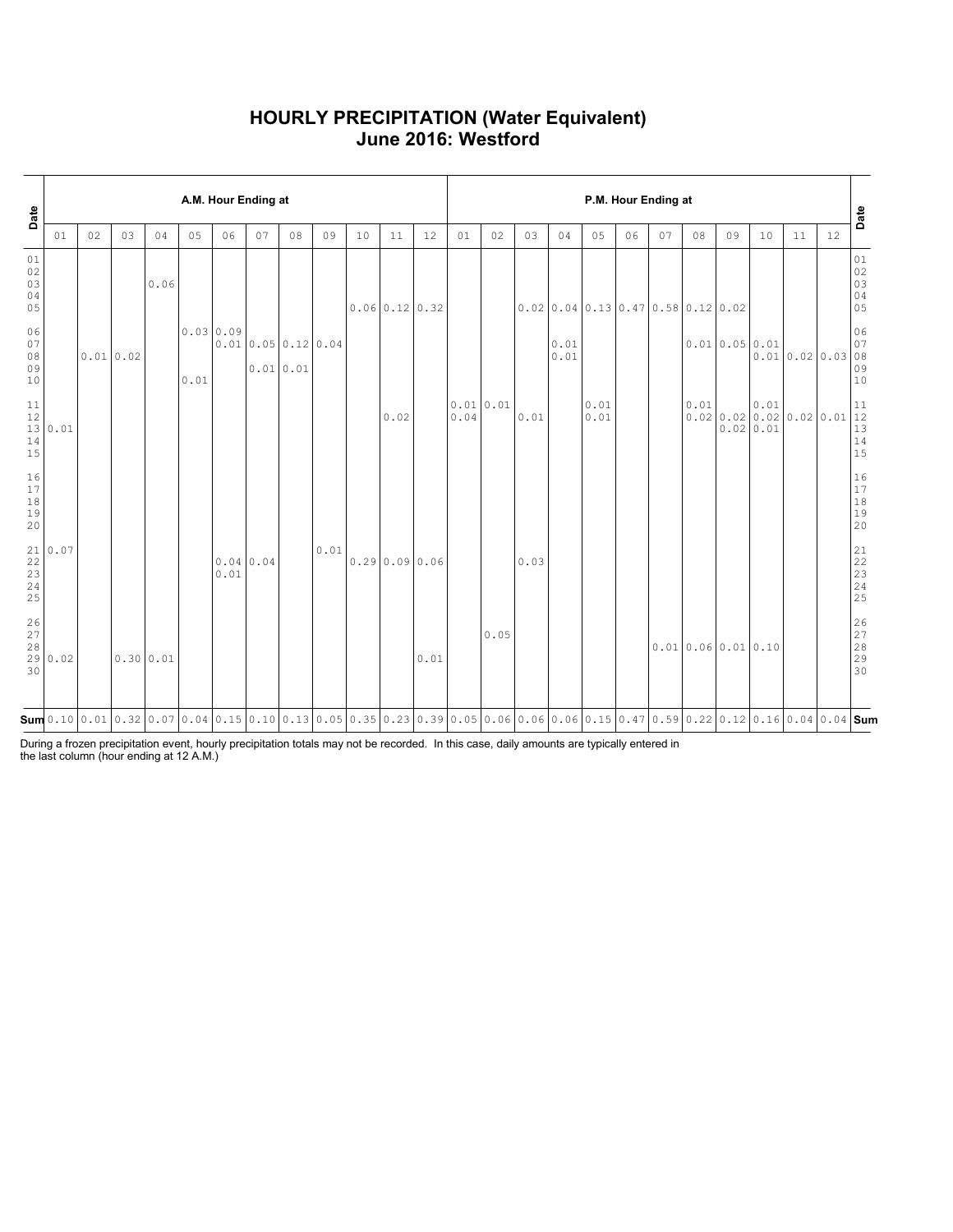# HOURLY PRECIPITATION (Water Equivalent)
# June 2016: Westford

| Date | A.M. Hour Ending at | | | | | | | | | | | | P.M. Hour Ending at | | | | | | | | | | | | Date |
|---|---|---|---|---|---|---|---|---|---|---|---|---|---|---|---|---|---|---|---|---|---|---|---|---|---|
| | 01 | 02 | 03 | 04 | 05 | 06 | 07 | 08 | 09 | 10 | 11 | 12 | 01 | 02 | 03 | 04 | 05 | 06 | 07 | 08 | 09 | 10 | 11 | 12 | |
| 01 | | | | | | | | | | | | | | | | | | | | | | | | | 01 |
| 02 | | | | | | | | | | | | | | | | | | | | | | | | | 02 |
| 03 | | | | 0.06 | | | | | | | | | | | | | | | | | | | | | 03 |
| 04 | | | | | | | | | | | | | | | | | | | | | | | | | 04 |
| 05 | | | | | | | | | | 0.06 | 0.12 | 0.32 | | | 0.02 | 0.04 | 0.13 | 0.47 | 0.58 | 0.12 | 0.02 | | | | 05 |
| 06 | | | | | 0.03 | 0.09 | | | | | | | | | | | | | | | | | | | 06 |
| 07 | | | | | | 0.01 | 0.05 | 0.12 | 0.04 | | | | | | | 0.01 | | | | 0.01 | 0.05 | 0.01 | | | 07 |
| 08 | | 0.01 | 0.02 | | | | | | | | | | | | | 0.01 | | | | | | 0.01 | 0.02 | 0.03 | 08 |
| 09 | | | | | | | 0.01 | 0.01 | | | | | | | | | | | | | | | | | 09 |
| 10 | | | | | 0.01 | | | | | | | | | | | | | | | | | | | | 10 |
| 11 | | | | | | | | | | | | | 0.01 | 0.01 | | | 0.01 | | | 0.01 | | 0.01 | | | 11 |
| 12 | | | | | | | | | | | 0.02 | | 0.04 | | 0.01 | | 0.01 | | | 0.02 | 0.02 | 0.02 | 0.02 | 0.01 | 12 |
| 13 | 0.01 | | | | | | | | | | | | | | | | | | | | 0.02 | 0.01 | | | 13 |
| 14 | | | | | | | | | | | | | | | | | | | | | | | | | 14 |
| 15 | | | | | | | | | | | | | | | | | | | | | | | | | 15 |
| 16 | | | | | | | | | | | | | | | | | | | | | | | | | 16 |
| 17 | | | | | | | | | | | | | | | | | | | | | | | | | 17 |
| 18 | | | | | | | | | | | | | | | | | | | | | | | | | 18 |
| 19 | | | | | | | | | | | | | | | | | | | | | | | | | 19 |
| 20 | | | | | | | | | | | | | | | | | | | | | | | | | 20 |
| 21 | 0.07 | | | | | | | | 0.01 | | | | | | | | | | | | | | | | 21 |
| 22 | | | | | | 0.04 | 0.04 | | | 0.29 | 0.09 | 0.06 | | | 0.03 | | | | | | | | | | 22 |
| 23 | | | | | | 0.01 | | | | | | | | | | | | | | | | | | | 23 |
| 24 | | | | | | | | | | | | | | | | | | | | | | | | | 24 |
| 25 | | | | | | | | | | | | | | | | | | | | | | | | | 25 |
| 26 | | | | | | | | | | | | | | | | | | | | | | | | | 26 |
| 27 | | | | | | | | | | | | | | 0.05 | | | | | | | | | | | 27 |
| 28 | | | | | | | | | | | | | | | | | | | 0.01 | 0.06 | 0.01 | 0.10 | | | 28 |
| 29 | 0.02 | | 0.30 | 0.01 | | | | | | | | 0.01 | | | | | | | | | | | | | 29 |
| 30 | | | | | | | | | | | | | | | | | | | | | | | | | 30 |
| **Sum** | 0.10 | 0.01 | 0.32 | 0.07 | 0.04 | 0.15 | 0.10 | 0.13 | 0.05 | 0.35 | 0.23 | 0.39 | 0.05 | 0.06 | 0.06 | 0.06 | 0.15 | 0.47 | 0.59 | 0.22 | 0.12 | 0.16 | 0.04 | 0.04 | **Sum** |

During a frozen precipitation event, hourly precipitation totals may not be recorded. In this case, daily amounts are typically entered in the last column (hour ending at 12 A.M.)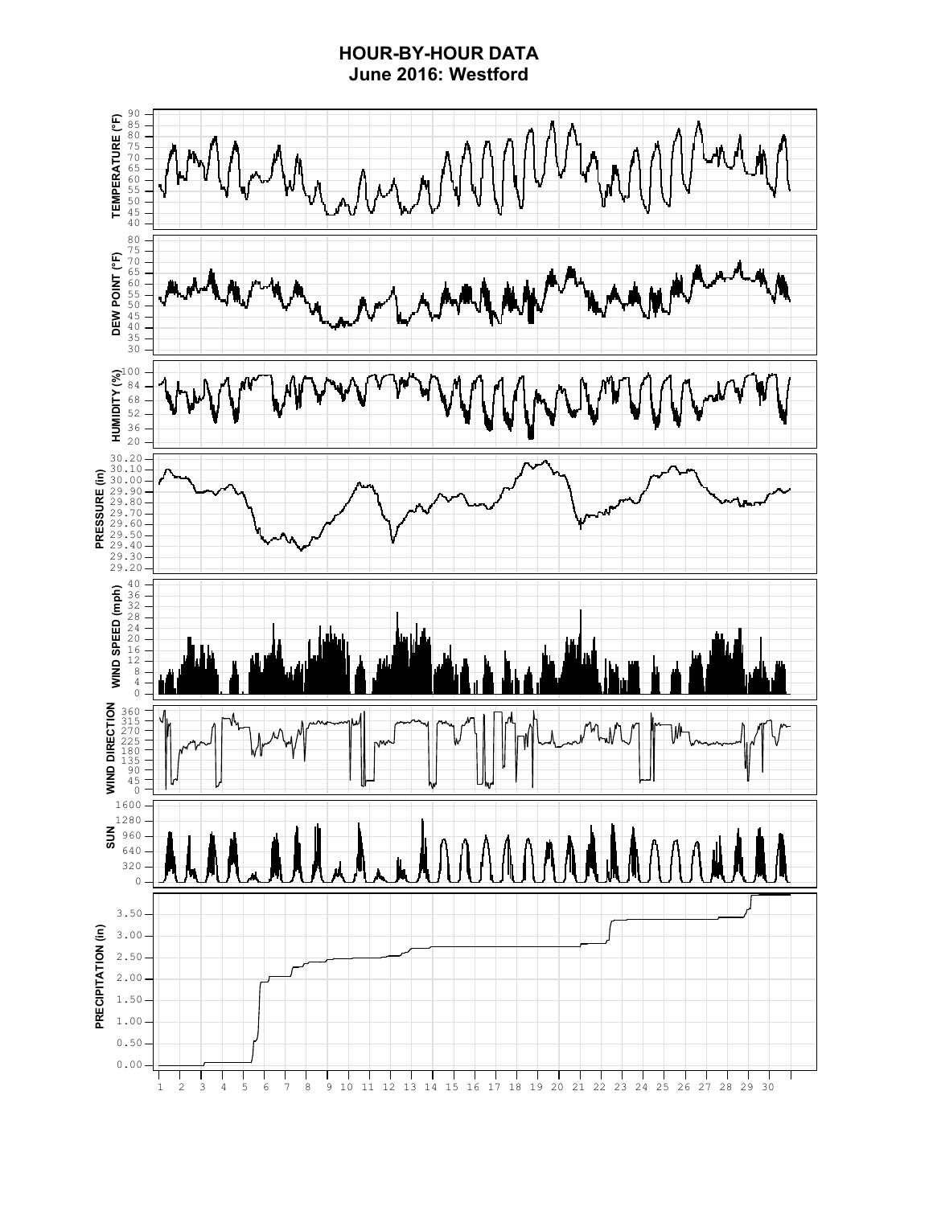# HOUR-BY-HOUR DATA
## June 2016: Westford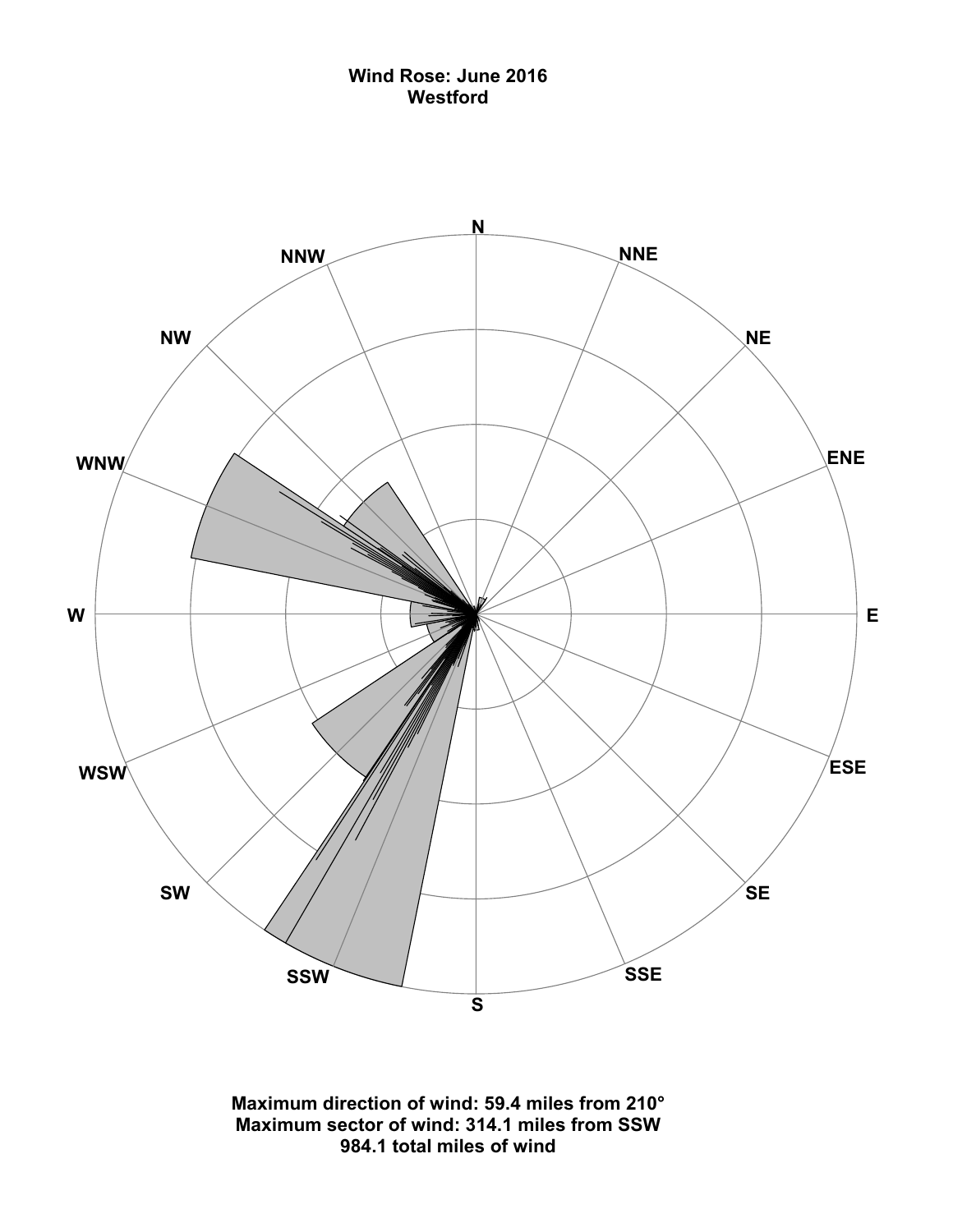Wind Rose: June 2016
Westford

N
NNE
NE
ENE
E
ESE
SE
SSE
S
SSW
SW
WSW
W
WNW
NW
NNW

Maximum direction of wind: 59.4 miles from 210°
Maximum sector of wind: 314.1 miles from SSW
984.1 total miles of wind